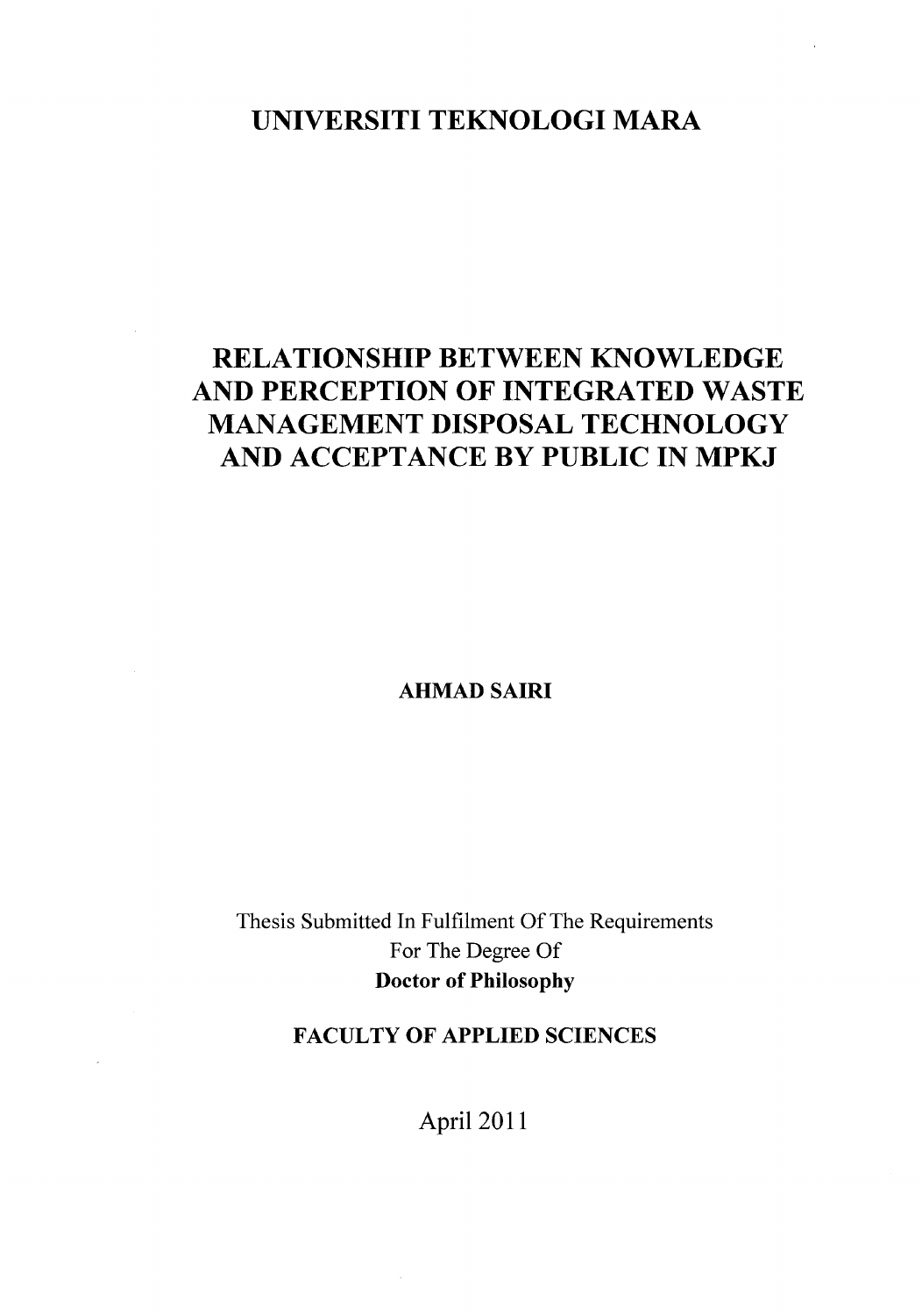# UNIVERSITI TEKNOLOGI MARA

# RELATIONSHIP BETWEEN KNOWLEDGE AND PERCEPTION OF INTEGRATED WASTE MANAGEMENT DISPOSAL TECHNOLOGY AND ACCEPTANCE BY PUBLIC IN MPKJ

**AHMAD SAIRI**

Thesis Submitted In Fulfilment Of The Requirements
For The Degree Of
**Doctor of Philosophy**

**FACULTY OF APPLIED SCIENCES**

April 2011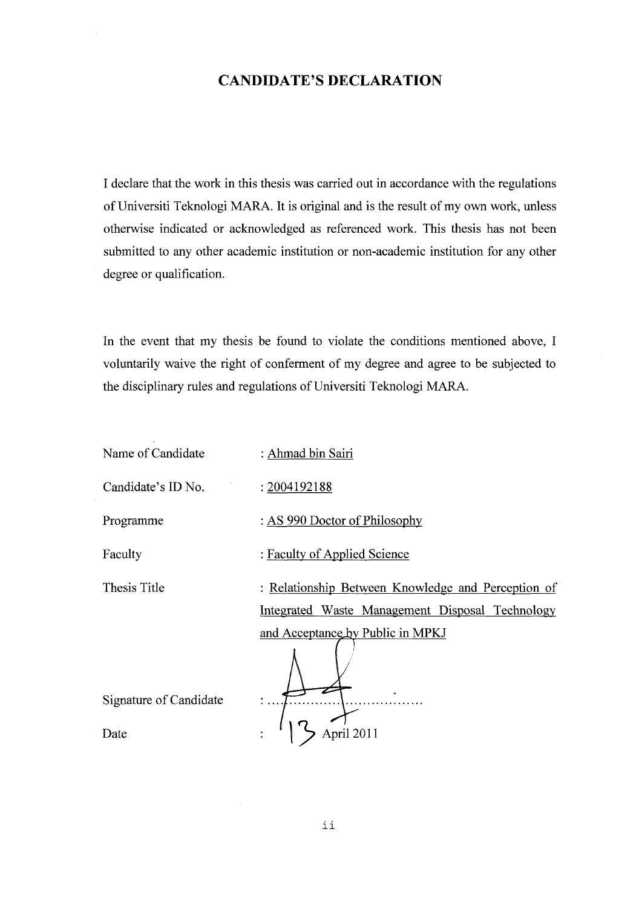# CANDIDATE'S DECLARATION

I declare that the work in this thesis was carried out in accordance with the regulations of Universiti Teknologi MARA. It is original and is the result of my own work, unless otherwise indicated or acknowledged as referenced work. This thesis has not been submitted to any other academic institution or non-academic institution for any other degree or qualification.

In the event that my thesis be found to violate the conditions mentioned above, I voluntarily waive the right of conferment of my degree and agree to be subjected to the disciplinary rules and regulations of Universiti Teknologi MARA.

| | |
|---|---|
| Name of Candidate | : Ahmad bin Sairi |
| Candidate's ID No. | : 2004192188 |
| Programme | : AS 990 Doctor of Philosophy |
| Faculty | : Faculty of Applied Science |
| Thesis Title | : Relationship Between Knowledge and Perception of Integrated Waste Management Disposal Technology and Acceptance by Public in MPKJ |
| Signature of Candidate | : ...................................... |
| Date | : 13 April 2011 |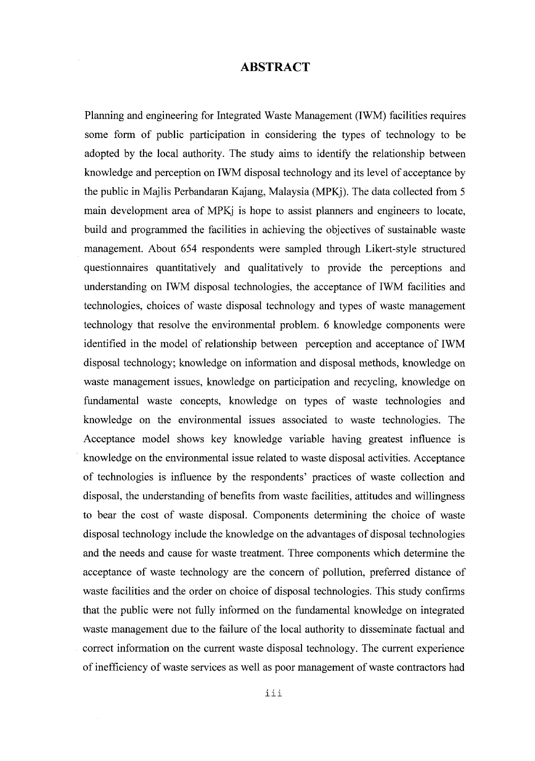# ABSTRACT

Planning and engineering for Integrated Waste Management (IWM) facilities requires some form of public participation in considering the types of technology to be adopted by the local authority. The study aims to identify the relationship between knowledge and perception on IWM disposal technology and its level of acceptance by the public in Majlis Perbandaran Kajang, Malaysia (MPKj). The data collected from 5 main development area of MPKj is hope to assist planners and engineers to locate, build and programmed the facilities in achieving the objectives of sustainable waste management. About 654 respondents were sampled through Likert-style structured questionnaires quantitatively and qualitatively to provide the perceptions and understanding on IWM disposal technologies, the acceptance of IWM facilities and technologies, choices of waste disposal technology and types of waste management technology that resolve the environmental problem. 6 knowledge components were identified in the model of relationship between perception and acceptance of IWM disposal technology; knowledge on information and disposal methods, knowledge on waste management issues, knowledge on participation and recycling, knowledge on fundamental waste concepts, knowledge on types of waste technologies and knowledge on the environmental issues associated to waste technologies. The Acceptance model shows key knowledge variable having greatest influence is knowledge on the environmental issue related to waste disposal activities. Acceptance of technologies is influence by the respondents' practices of waste collection and disposal, the understanding of benefits from waste facilities, attitudes and willingness to bear the cost of waste disposal. Components determining the choice of waste disposal technology include the knowledge on the advantages of disposal technologies and the needs and cause for waste treatment. Three components which determine the acceptance of waste technology are the concern of pollution, preferred distance of waste facilities and the order on choice of disposal technologies. This study confirms that the public were not fully informed on the fundamental knowledge on integrated waste management due to the failure of the local authority to disseminate factual and correct information on the current waste disposal technology. The current experience of inefficiency of waste services as well as poor management of waste contractors had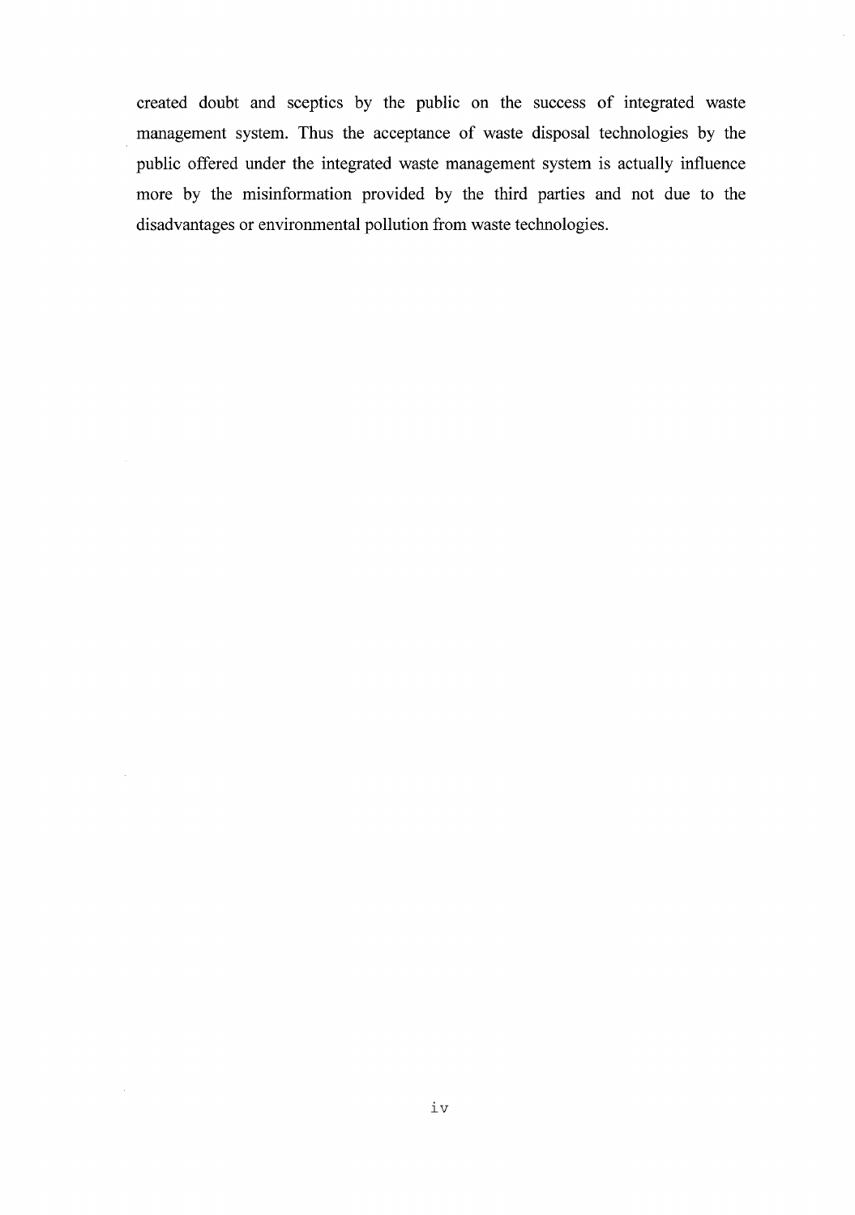created doubt and sceptics by the public on the success of integrated waste management system. Thus the acceptance of waste disposal technologies by the public offered under the integrated waste management system is actually influence more by the misinformation provided by the third parties and not due to the disadvantages or environmental pollution from waste technologies.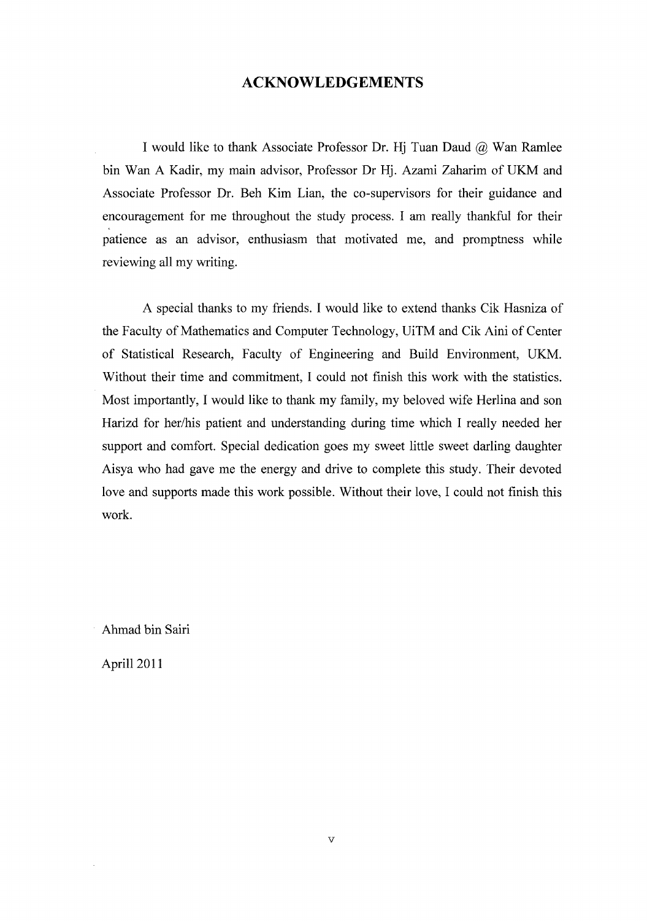# ACKNOWLEDGEMENTS

I would like to thank Associate Professor Dr. Hj Tuan Daud @ Wan Ramlee bin Wan A Kadir, my main advisor, Professor Dr Hj. Azami Zaharim of UKM and Associate Professor Dr. Beh Kim Lian, the co-supervisors for their guidance and encouragement for me throughout the study process. I am really thankful for their patience as an advisor, enthusiasm that motivated me, and promptness while reviewing all my writing.

A special thanks to my friends. I would like to extend thanks Cik Hasniza of the Faculty of Mathematics and Computer Technology, UiTM and Cik Aini of Center of Statistical Research, Faculty of Engineering and Build Environment, UKM. Without their time and commitment, I could not finish this work with the statistics. Most importantly, I would like to thank my family, my beloved wife Herlina and son Harizd for her/his patient and understanding during time which I really needed her support and comfort. Special dedication goes my sweet little sweet darling daughter Aisya who had gave me the energy and drive to complete this study. Their devoted love and supports made this work possible. Without their love, I could not finish this work.

Ahmad bin Sairi

Aprill 2011